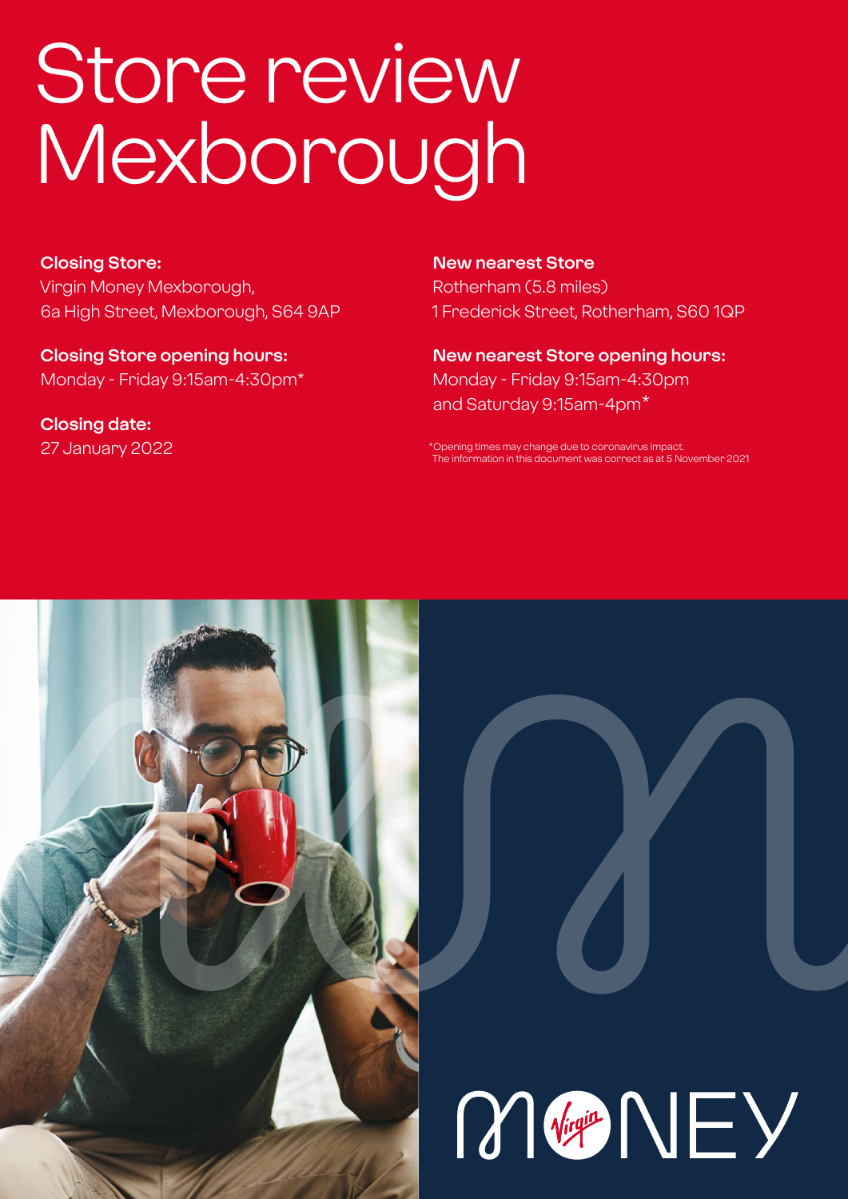# Store review Mexborough

**Closing Store:**
Virgin Money Mexborough,
6a High Street, Mexborough, S64 9AP

**Closing Store opening hours:**
Monday - Friday 9:15am-4:30pm*

**Closing date:**
27 January 2022

**New nearest Store**
Rotherham (5.8 miles)
1 Frederick Street, Rotherham, S60 1QP

**New nearest Store opening hours:**
Monday - Friday 9:15am-4:30pm
and Saturday 9:15am-4pm*

*Opening times may change due to coronavirus impact.
The information in this document was correct as at 5 November 2021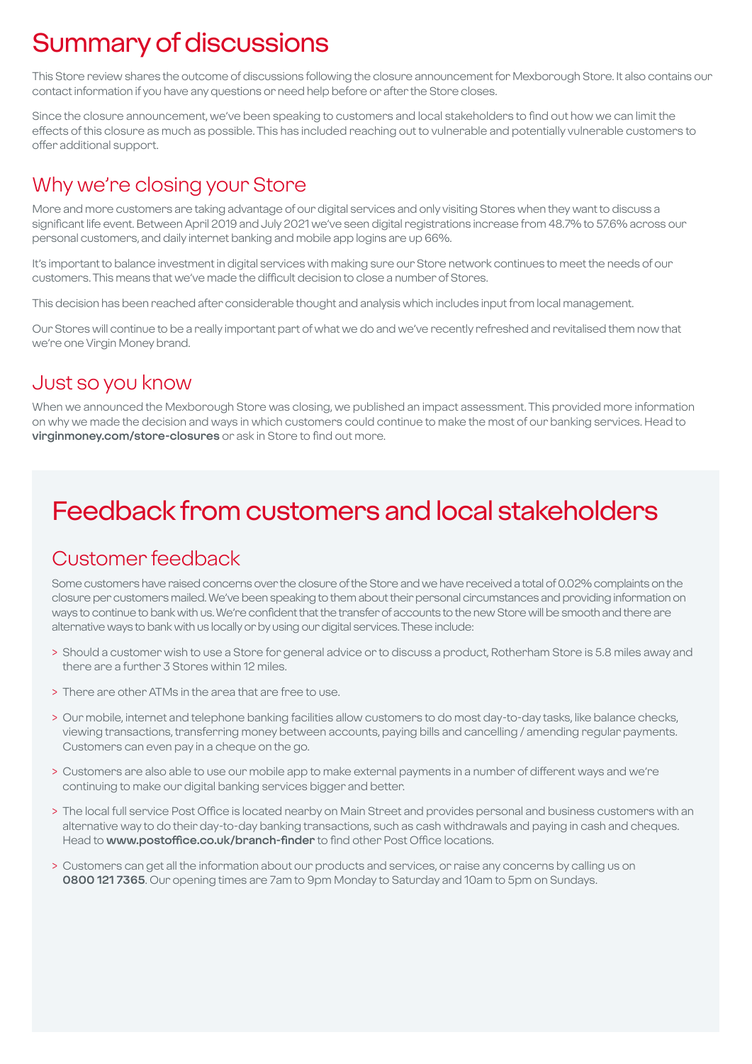# Summary of discussions

This Store review shares the outcome of discussions following the closure announcement for Mexborough Store. It also contains our contact information if you have any questions or need help before or after the Store closes.

Since the closure announcement, we've been speaking to customers and local stakeholders to find out how we can limit the effects of this closure as much as possible. This has included reaching out to vulnerable and potentially vulnerable customers to offer additional support.

## Why we're closing your Store

More and more customers are taking advantage of our digital services and only visiting Stores when they want to discuss a significant life event. Between April 2019 and July 2021 we've seen digital registrations increase from 48.7% to 57.6% across our personal customers, and daily internet banking and mobile app logins are up 66%.

It's important to balance investment in digital services with making sure our Store network continues to meet the needs of our customers. This means that we've made the difficult decision to close a number of Stores.

This decision has been reached after considerable thought and analysis which includes input from local management.

Our Stores will continue to be a really important part of what we do and we've recently refreshed and revitalised them now that we're one Virgin Money brand.

## Just so you know

When we announced the Mexborough Store was closing, we published an impact assessment. This provided more information on why we made the decision and ways in which customers could continue to make the most of our banking services. Head to **virginmoney.com/store-closures** or ask in Store to find out more.

# Feedback from customers and local stakeholders

## Customer feedback

Some customers have raised concerns over the closure of the Store and we have received a total of 0.02% complaints on the closure per customers mailed. We've been speaking to them about their personal circumstances and providing information on ways to continue to bank with us. We're confident that the transfer of accounts to the new Store will be smooth and there are alternative ways to bank with us locally or by using our digital services. These include:

- Should a customer wish to use a Store for general advice or to discuss a product, Rotherham Store is 5.8 miles away and there are a further 3 Stores within 12 miles.
- There are other ATMs in the area that are free to use.
- Our mobile, internet and telephone banking facilities allow customers to do most day-to-day tasks, like balance checks, viewing transactions, transferring money between accounts, paying bills and cancelling / amending regular payments. Customers can even pay in a cheque on the go.
- Customers are also able to use our mobile app to make external payments in a number of different ways and we're continuing to make our digital banking services bigger and better.
- The local full service Post Office is located nearby on Main Street and provides personal and business customers with an alternative way to do their day-to-day banking transactions, such as cash withdrawals and paying in cash and cheques. Head to **www.postoffice.co.uk/branch-finder** to find other Post Office locations.
- Customers can get all the information about our products and services, or raise any concerns by calling us on **0800 121 7365**. Our opening times are 7am to 9pm Monday to Saturday and 10am to 5pm on Sundays.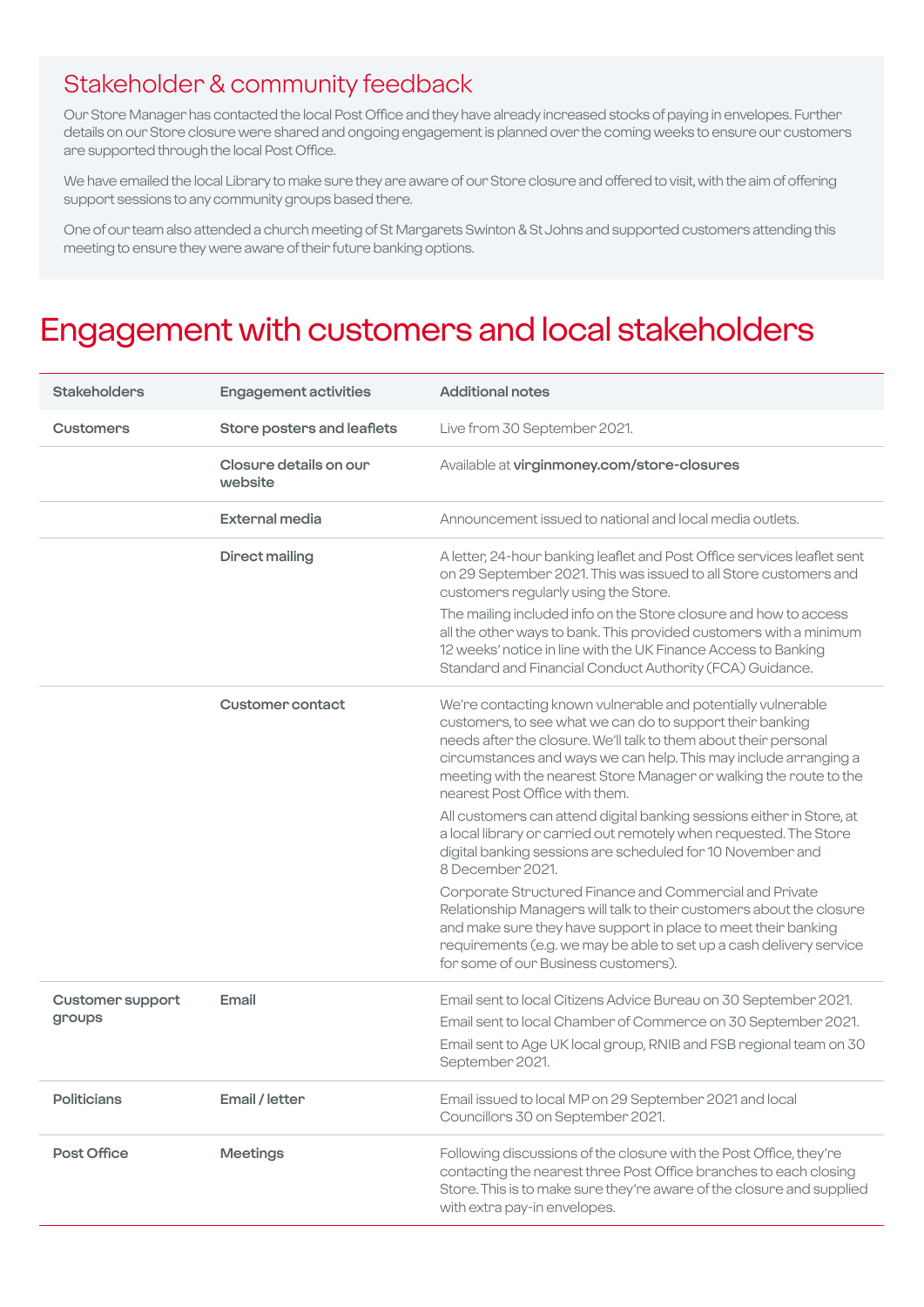## Stakeholder & community feedback

Our Store Manager has contacted the local Post Office and they have already increased stocks of paying in envelopes. Further details on our Store closure were shared and ongoing engagement is planned over the coming weeks to ensure our customers are supported through the local Post Office.

We have emailed the local Library to make sure they are aware of our Store closure and offered to visit, with the aim of offering support sessions to any community groups based there.

One of our team also attended a church meeting of St Margarets Swinton & St Johns and supported customers attending this meeting to ensure they were aware of their future banking options.

# Engagement with customers and local stakeholders

| Stakeholders | Engagement activities | Additional notes |
|---|---|---|
| **Customers** | **Store posters and leaflets** | Live from 30 September 2021. |
| | **Closure details on our website** | Available at **virginmoney.com/store-closures** |
| | **External media** | Announcement issued to national and local media outlets. |
| | **Direct mailing** | A letter, 24-hour banking leaflet and Post Office services leaflet sent on 29 September 2021. This was issued to all Store customers and customers regularly using the Store.<br><br>The mailing included info on the Store closure and how to access all the other ways to bank. This provided customers with a minimum 12 weeks' notice in line with the UK Finance Access to Banking Standard and Financial Conduct Authority (FCA) Guidance. |
| | **Customer contact** | We're contacting known vulnerable and potentially vulnerable customers, to see what we can do to support their banking needs after the closure. We'll talk to them about their personal circumstances and ways we can help. This may include arranging a meeting with the nearest Store Manager or walking the route to the nearest Post Office with them.<br><br>All customers can attend digital banking sessions either in Store, at a local library or carried out remotely when requested. The Store digital banking sessions are scheduled for 10 November and 8 December 2021.<br><br>Corporate Structured Finance and Commercial and Private Relationship Managers will talk to their customers about the closure and make sure they have support in place to meet their banking requirements (e.g. we may be able to set up a cash delivery service for some of our Business customers). |
| **Customer support groups** | **Email** | Email sent to local Citizens Advice Bureau on 30 September 2021.<br>Email sent to local Chamber of Commerce on 30 September 2021.<br>Email sent to Age UK local group, RNIB and FSB regional team on 30 September 2021. |
| **Politicians** | **Email / letter** | Email issued to local MP on 29 September 2021 and local Councillors 30 on September 2021. |
| **Post Office** | **Meetings** | Following discussions of the closure with the Post Office, they're contacting the nearest three Post Office branches to each closing Store. This is to make sure they're aware of the closure and supplied with extra pay-in envelopes. |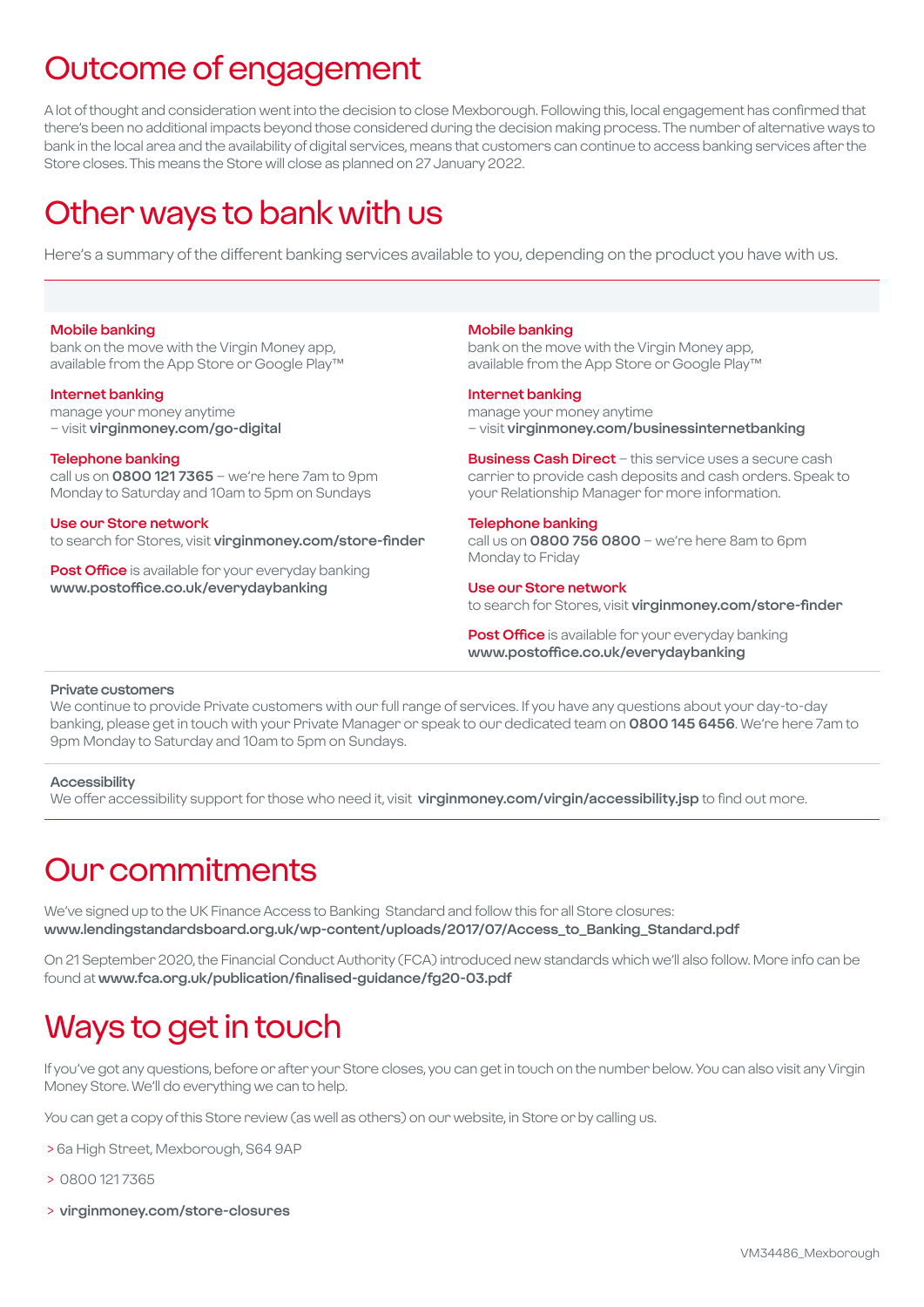# Outcome of engagement

A lot of thought and consideration went into the decision to close Mexborough. Following this, local engagement has confirmed that there's been no additional impacts beyond those considered during the decision making process. The number of alternative ways to bank in the local area and the availability of digital services, means that customers can continue to access banking services after the Store closes. This means the Store will close as planned on 27 January 2022.

# Other ways to bank with us

Here's a summary of the different banking services available to you, depending on the product you have with us.

**Mobile banking**
bank on the move with the Virgin Money app, available from the App Store or Google Play™

**Internet banking**
manage your money anytime
– visit **virginmoney.com/go-digital**

**Telephone banking**
call us on **0800 121 7365** – we're here 7am to 9pm Monday to Saturday and 10am to 5pm on Sundays

**Use our Store network**
to search for Stores, visit **virginmoney.com/store-finder**

**Post Office** is available for your everyday banking
**www.postoffice.co.uk/everydaybanking**

**Mobile banking**
bank on the move with the Virgin Money app, available from the App Store or Google Play™

**Internet banking**
manage your money anytime
– visit **virginmoney.com/businessinternetbanking**

**Business Cash Direct** – this service uses a secure cash carrier to provide cash deposits and cash orders. Speak to your Relationship Manager for more information.

**Telephone banking**
call us on **0800 756 0800** – we're here 8am to 6pm Monday to Friday

**Use our Store network**
to search for Stores, visit **virginmoney.com/store-finder**

**Post Office** is available for your everyday banking
**www.postoffice.co.uk/everydaybanking**

**Private customers**
We continue to provide Private customers with our full range of services. If you have any questions about your day-to-day banking, please get in touch with your Private Manager or speak to our dedicated team on **0800 145 6456**. We're here 7am to 9pm Monday to Saturday and 10am to 5pm on Sundays.

**Accessibility**
We offer accessibility support for those who need it, visit **virginmoney.com/virgin/accessibility.jsp** to find out more.

# Our commitments

We've signed up to the UK Finance Access to Banking Standard and follow this for all Store closures:
**www.lendingstandardsboard.org.uk/wp-content/uploads/2017/07/Access_to_Banking_Standard.pdf**

On 21 September 2020, the Financial Conduct Authority (FCA) introduced new standards which we'll also follow. More info can be found at **www.fca.org.uk/publication/finalised-guidance/fg20-03.pdf**

# Ways to get in touch

If you've got any questions, before or after your Store closes, you can get in touch on the number below. You can also visit any Virgin Money Store. We'll do everything we can to help.

You can get a copy of this Store review (as well as others) on our website, in Store or by calling us.

> 6a High Street, Mexborough, S64 9AP

> 0800 121 7365

> **virginmoney.com/store-closures**

VM34486_Mexborough